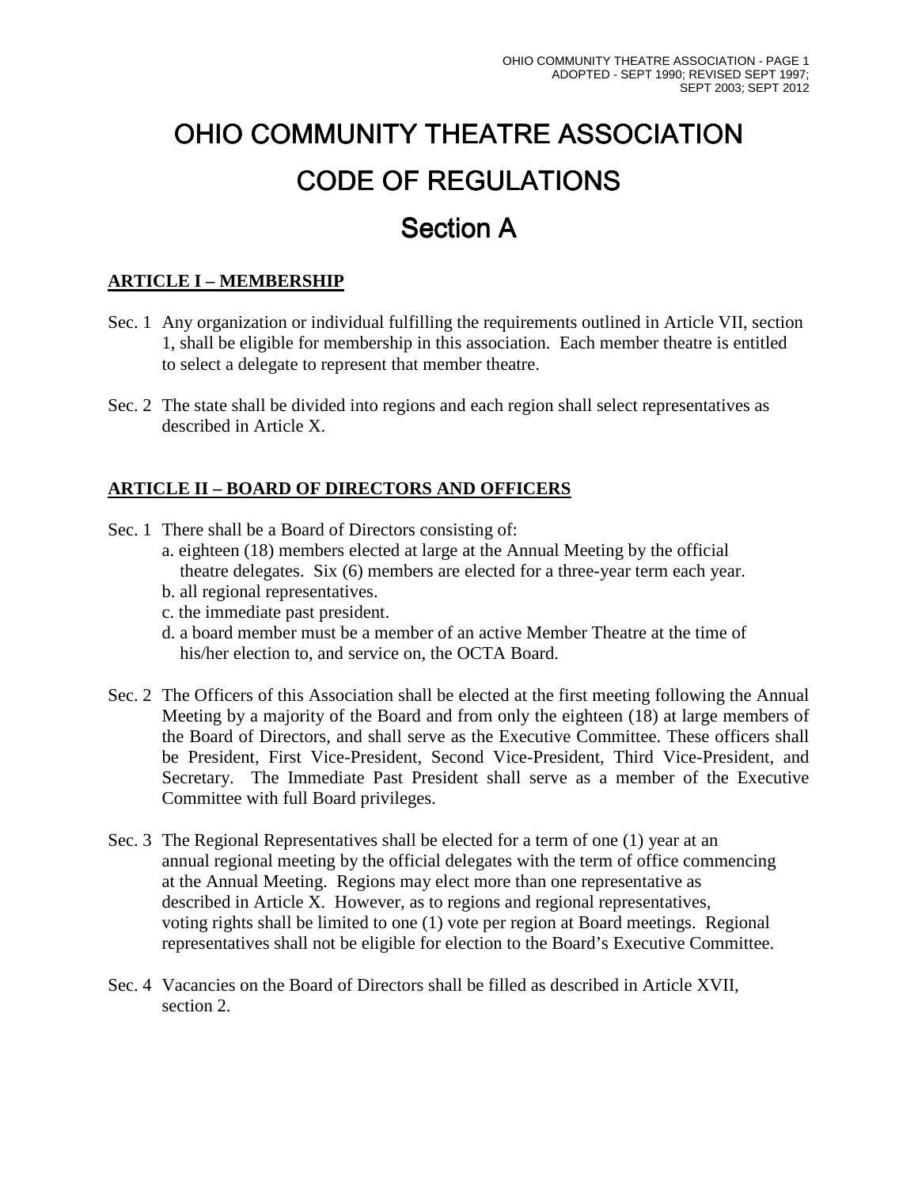# OHIO COMMUNITY THEATRE ASSOCIATION

# CODE OF REGULATIONS

## Section A

### ARTICLE I – MEMBERSHIP

Sec. 1 Any organization or individual fulfilling the requirements outlined in Article VII, section 1, shall be eligible for membership in this association. Each member theatre is entitled to select a delegate to represent that member theatre.

Sec. 2 The state shall be divided into regions and each region shall select representatives as described in Article X.

### ARTICLE II – BOARD OF DIRECTORS AND OFFICERS

Sec. 1 There shall be a Board of Directors consisting of:

a. eighteen (18) members elected at large at the Annual Meeting by the official theatre delegates. Six (6) members are elected for a three-year term each year.

b. all regional representatives.

c. the immediate past president.

d. a board member must be a member of an active Member Theatre at the time of his/her election to, and service on, the OCTA Board.

Sec. 2 The Officers of this Association shall be elected at the first meeting following the Annual Meeting by a majority of the Board and from only the eighteen (18) at large members of the Board of Directors, and shall serve as the Executive Committee. These officers shall be President, First Vice-President, Second Vice-President, Third Vice-President, and Secretary. The Immediate Past President shall serve as a member of the Executive Committee with full Board privileges.

Sec. 3 The Regional Representatives shall be elected for a term of one (1) year at an annual regional meeting by the official delegates with the term of office commencing at the Annual Meeting. Regions may elect more than one representative as described in Article X. However, as to regions and regional representatives, voting rights shall be limited to one (1) vote per region at Board meetings. Regional representatives shall not be eligible for election to the Board's Executive Committee.

Sec. 4 Vacancies on the Board of Directors shall be filled as described in Article XVII, section 2.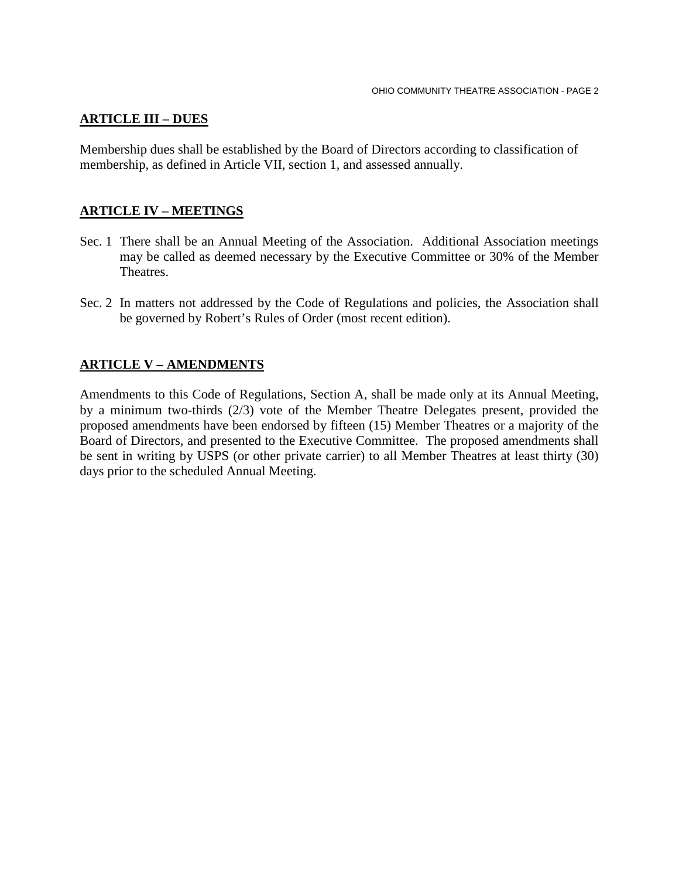## ARTICLE III – DUES

Membership dues shall be established by the Board of Directors according to classification of membership, as defined in Article VII, section 1, and assessed annually.

## ARTICLE IV – MEETINGS

Sec. 1 There shall be an Annual Meeting of the Association. Additional Association meetings may be called as deemed necessary by the Executive Committee or 30% of the Member Theatres.

Sec. 2 In matters not addressed by the Code of Regulations and policies, the Association shall be governed by Robert's Rules of Order (most recent edition).

## ARTICLE V – AMENDMENTS

Amendments to this Code of Regulations, Section A, shall be made only at its Annual Meeting, by a minimum two-thirds (2/3) vote of the Member Theatre Delegates present, provided the proposed amendments have been endorsed by fifteen (15) Member Theatres or a majority of the Board of Directors, and presented to the Executive Committee. The proposed amendments shall be sent in writing by USPS (or other private carrier) to all Member Theatres at least thirty (30) days prior to the scheduled Annual Meeting.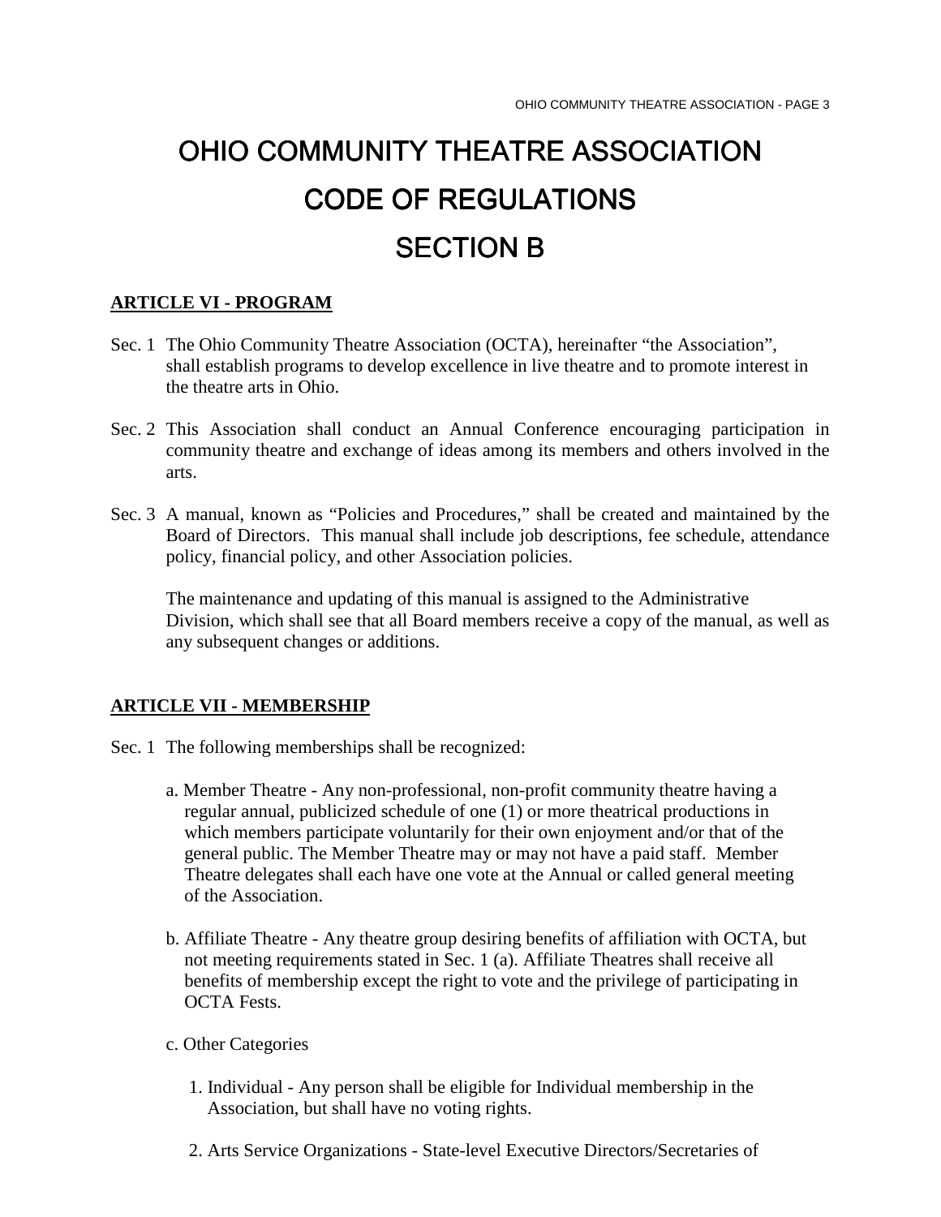# OHIO COMMUNITY THEATRE ASSOCIATION
# CODE OF REGULATIONS
# SECTION B

## ARTICLE VI - PROGRAM

Sec. 1 The Ohio Community Theatre Association (OCTA), hereinafter "the Association", shall establish programs to develop excellence in live theatre and to promote interest in the theatre arts in Ohio.

Sec. 2 This Association shall conduct an Annual Conference encouraging participation in community theatre and exchange of ideas among its members and others involved in the arts.

Sec. 3 A manual, known as "Policies and Procedures," shall be created and maintained by the Board of Directors. This manual shall include job descriptions, fee schedule, attendance policy, financial policy, and other Association policies.

The maintenance and updating of this manual is assigned to the Administrative Division, which shall see that all Board members receive a copy of the manual, as well as any subsequent changes or additions.

## ARTICLE VII - MEMBERSHIP

Sec. 1 The following memberships shall be recognized:

a. Member Theatre - Any non-professional, non-profit community theatre having a regular annual, publicized schedule of one (1) or more theatrical productions in which members participate voluntarily for their own enjoyment and/or that of the general public. The Member Theatre may or may not have a paid staff. Member Theatre delegates shall each have one vote at the Annual or called general meeting of the Association.

b. Affiliate Theatre - Any theatre group desiring benefits of affiliation with OCTA, but not meeting requirements stated in Sec. 1 (a). Affiliate Theatres shall receive all benefits of membership except the right to vote and the privilege of participating in OCTA Fests.

c. Other Categories

1. Individual - Any person shall be eligible for Individual membership in the Association, but shall have no voting rights.

2. Arts Service Organizations - State-level Executive Directors/Secretaries of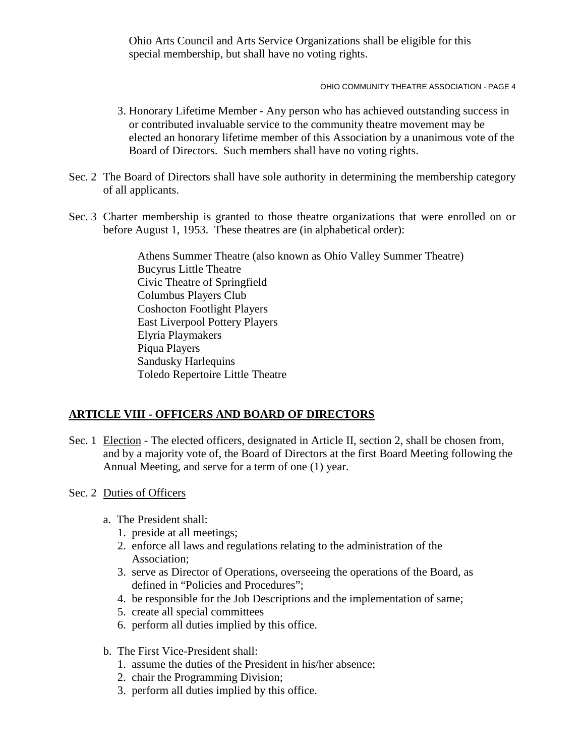Ohio Arts Council and Arts Service Organizations shall be eligible for this special membership, but shall have no voting rights.

3. Honorary Lifetime Member - Any person who has achieved outstanding success in or contributed invaluable service to the community theatre movement may be elected an honorary lifetime member of this Association by a unanimous vote of the Board of Directors. Such members shall have no voting rights.

Sec. 2 The Board of Directors shall have sole authority in determining the membership category of all applicants.

Sec. 3 Charter membership is granted to those theatre organizations that were enrolled on or before August 1, 1953. These theatres are (in alphabetical order):

Athens Summer Theatre (also known as Ohio Valley Summer Theatre)
Bucyrus Little Theatre
Civic Theatre of Springfield
Columbus Players Club
Coshocton Footlight Players
East Liverpool Pottery Players
Elyria Playmakers
Piqua Players
Sandusky Harlequins
Toledo Repertoire Little Theatre

## ARTICLE VIII - OFFICERS AND BOARD OF DIRECTORS

Sec. 1 Election - The elected officers, designated in Article II, section 2, shall be chosen from, and by a majority vote of, the Board of Directors at the first Board Meeting following the Annual Meeting, and serve for a term of one (1) year.

Sec. 2 Duties of Officers

a. The President shall:
   1. preside at all meetings;
   2. enforce all laws and regulations relating to the administration of the Association;
   3. serve as Director of Operations, overseeing the operations of the Board, as defined in "Policies and Procedures";
   4. be responsible for the Job Descriptions and the implementation of same;
   5. create all special committees
   6. perform all duties implied by this office.

b. The First Vice-President shall:
   1. assume the duties of the President in his/her absence;
   2. chair the Programming Division;
   3. perform all duties implied by this office.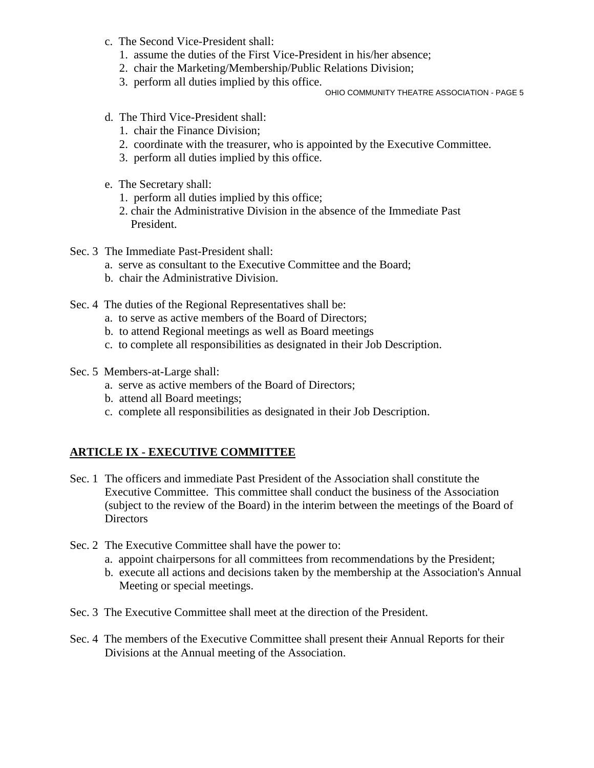c. The Second Vice-President shall:
   1. assume the duties of the First Vice-President in his/her absence;
   2. chair the Marketing/Membership/Public Relations Division;
   3. perform all duties implied by this office.

d. The Third Vice-President shall:
   1. chair the Finance Division;
   2. coordinate with the treasurer, who is appointed by the Executive Committee.
   3. perform all duties implied by this office.

e. The Secretary shall:
   1. perform all duties implied by this office;
   2. chair the Administrative Division in the absence of the Immediate Past President.

Sec. 3 The Immediate Past-President shall:
- a. serve as consultant to the Executive Committee and the Board;
- b. chair the Administrative Division.

Sec. 4 The duties of the Regional Representatives shall be:
- a. to serve as active members of the Board of Directors;
- b. to attend Regional meetings as well as Board meetings
- c. to complete all responsibilities as designated in their Job Description.

Sec. 5 Members-at-Large shall:
- a. serve as active members of the Board of Directors;
- b. attend all Board meetings;
- c. complete all responsibilities as designated in their Job Description.

## ARTICLE IX - EXECUTIVE COMMITTEE

Sec. 1 The officers and immediate Past President of the Association shall constitute the Executive Committee. This committee shall conduct the business of the Association (subject to the review of the Board) in the interim between the meetings of the Board of Directors

Sec. 2 The Executive Committee shall have the power to:
- a. appoint chairpersons for all committees from recommendations by the President;
- b. execute all actions and decisions taken by the membership at the Association's Annual Meeting or special meetings.

Sec. 3 The Executive Committee shall meet at the direction of the President.

Sec. 4 The members of the Executive Committee shall present the~~ir~~ Annual Reports for their Divisions at the Annual meeting of the Association.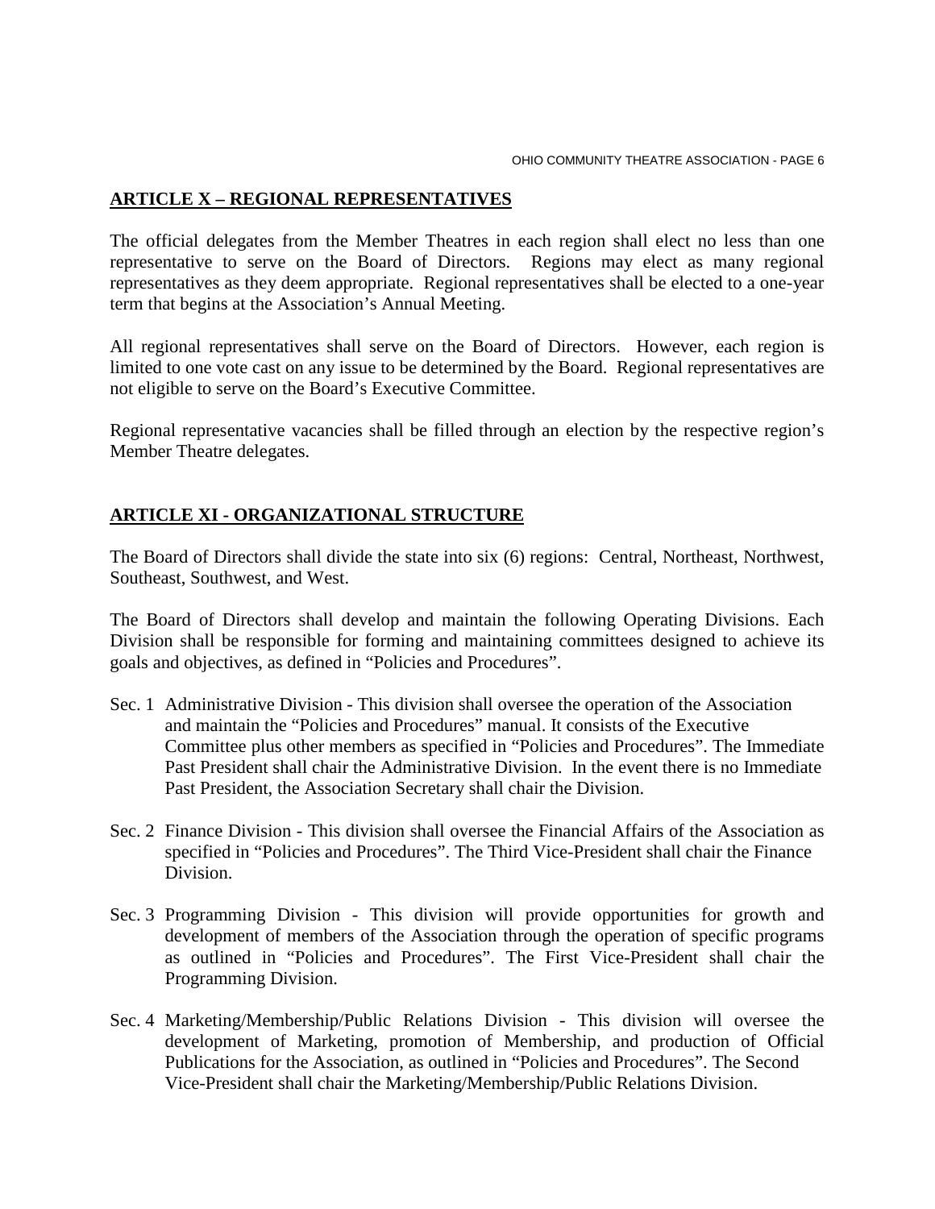## ARTICLE X – REGIONAL REPRESENTATIVES

The official delegates from the Member Theatres in each region shall elect no less than one representative to serve on the Board of Directors. Regions may elect as many regional representatives as they deem appropriate. Regional representatives shall be elected to a one-year term that begins at the Association's Annual Meeting.

All regional representatives shall serve on the Board of Directors. However, each region is limited to one vote cast on any issue to be determined by the Board. Regional representatives are not eligible to serve on the Board's Executive Committee.

Regional representative vacancies shall be filled through an election by the respective region's Member Theatre delegates.

## ARTICLE XI - ORGANIZATIONAL STRUCTURE

The Board of Directors shall divide the state into six (6) regions: Central, Northeast, Northwest, Southeast, Southwest, and West.

The Board of Directors shall develop and maintain the following Operating Divisions. Each Division shall be responsible for forming and maintaining committees designed to achieve its goals and objectives, as defined in "Policies and Procedures".

Sec. 1 Administrative Division - This division shall oversee the operation of the Association and maintain the "Policies and Procedures" manual. It consists of the Executive Committee plus other members as specified in "Policies and Procedures". The Immediate Past President shall chair the Administrative Division. In the event there is no Immediate Past President, the Association Secretary shall chair the Division.

Sec. 2 Finance Division - This division shall oversee the Financial Affairs of the Association as specified in "Policies and Procedures". The Third Vice-President shall chair the Finance Division.

Sec. 3 Programming Division - This division will provide opportunities for growth and development of members of the Association through the operation of specific programs as outlined in "Policies and Procedures". The First Vice-President shall chair the Programming Division.

Sec. 4 Marketing/Membership/Public Relations Division - This division will oversee the development of Marketing, promotion of Membership, and production of Official Publications for the Association, as outlined in "Policies and Procedures". The Second Vice-President shall chair the Marketing/Membership/Public Relations Division.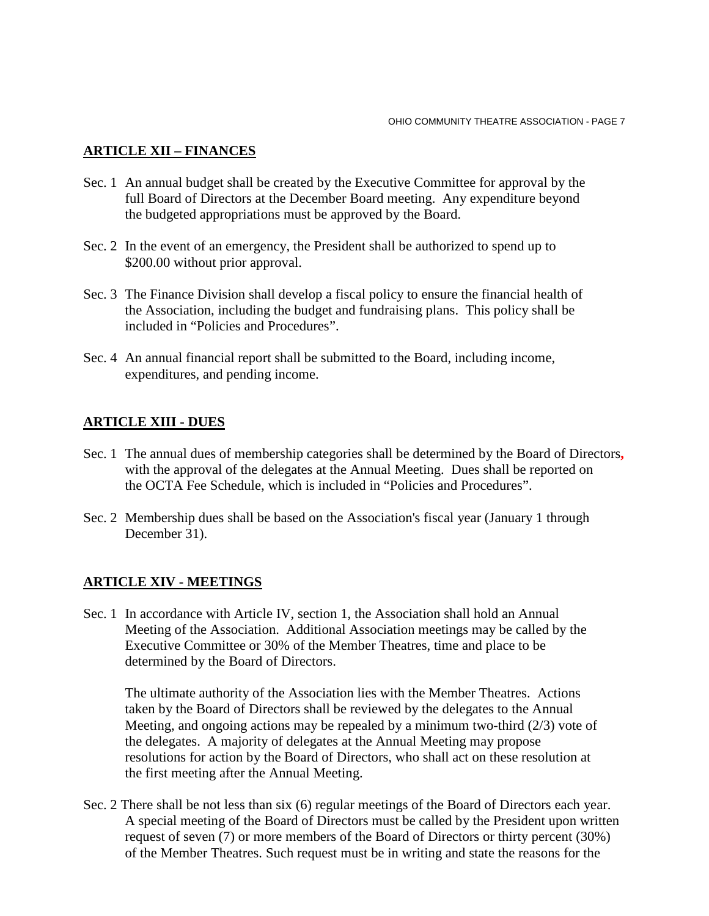## ARTICLE XII – FINANCES

Sec. 1 An annual budget shall be created by the Executive Committee for approval by the full Board of Directors at the December Board meeting. Any expenditure beyond the budgeted appropriations must be approved by the Board.

Sec. 2 In the event of an emergency, the President shall be authorized to spend up to $200.00 without prior approval.

Sec. 3 The Finance Division shall develop a fiscal policy to ensure the financial health of the Association, including the budget and fundraising plans. This policy shall be included in "Policies and Procedures".

Sec. 4 An annual financial report shall be submitted to the Board, including income, expenditures, and pending income.

## ARTICLE XIII - DUES

Sec. 1 The annual dues of membership categories shall be determined by the Board of Directors, with the approval of the delegates at the Annual Meeting. Dues shall be reported on the OCTA Fee Schedule, which is included in "Policies and Procedures".

Sec. 2 Membership dues shall be based on the Association's fiscal year (January 1 through December 31).

## ARTICLE XIV - MEETINGS

Sec. 1 In accordance with Article IV, section 1, the Association shall hold an Annual Meeting of the Association. Additional Association meetings may be called by the Executive Committee or 30% of the Member Theatres, time and place to be determined by the Board of Directors.

The ultimate authority of the Association lies with the Member Theatres. Actions taken by the Board of Directors shall be reviewed by the delegates to the Annual Meeting, and ongoing actions may be repealed by a minimum two-third (2/3) vote of the delegates. A majority of delegates at the Annual Meeting may propose resolutions for action by the Board of Directors, who shall act on these resolution at the first meeting after the Annual Meeting.

Sec. 2 There shall be not less than six (6) regular meetings of the Board of Directors each year. A special meeting of the Board of Directors must be called by the President upon written request of seven (7) or more members of the Board of Directors or thirty percent (30%) of the Member Theatres. Such request must be in writing and state the reasons for the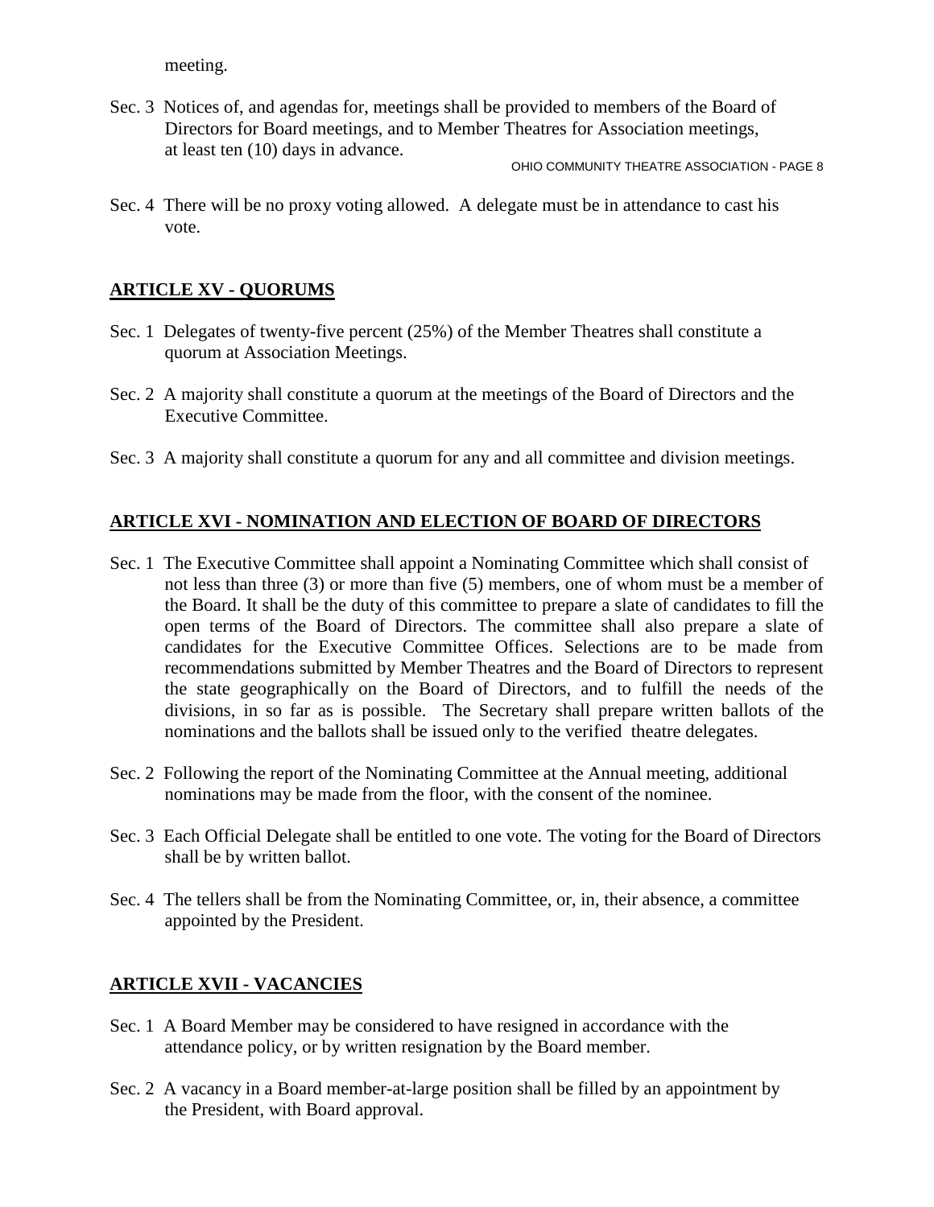meeting.

Sec. 3  Notices of, and agendas for, meetings shall be provided to members of the Board of Directors for Board meetings, and to Member Theatres for Association meetings, at least ten (10) days in advance.

Sec. 4  There will be no proxy voting allowed.  A delegate must be in attendance to cast his vote.

## ARTICLE XV - QUORUMS

Sec. 1  Delegates of twenty-five percent (25%) of the Member Theatres shall constitute a quorum at Association Meetings.

Sec. 2  A majority shall constitute a quorum at the meetings of the Board of Directors and the Executive Committee.

Sec. 3  A majority shall constitute a quorum for any and all committee and division meetings.

## ARTICLE XVI - NOMINATION AND ELECTION OF BOARD OF DIRECTORS

Sec. 1  The Executive Committee shall appoint a Nominating Committee which shall consist of not less than three (3) or more than five (5) members, one of whom must be a member of the Board. It shall be the duty of this committee to prepare a slate of candidates to fill the open terms of the Board of Directors. The committee shall also prepare a slate of candidates for the Executive Committee Offices. Selections are to be made from recommendations submitted by Member Theatres and the Board of Directors to represent the state geographically on the Board of Directors, and to fulfill the needs of the divisions, in so far as is possible.  The Secretary shall prepare written ballots of the nominations and the ballots shall be issued only to the verified  theatre delegates.

Sec. 2  Following the report of the Nominating Committee at the Annual meeting, additional nominations may be made from the floor, with the consent of the nominee.

Sec. 3  Each Official Delegate shall be entitled to one vote. The voting for the Board of Directors shall be by written ballot.

Sec. 4  The tellers shall be from the Nominating Committee, or, in, their absence, a committee appointed by the President.

## ARTICLE XVII - VACANCIES

Sec. 1  A Board Member may be considered to have resigned in accordance with the attendance policy, or by written resignation by the Board member.

Sec. 2  A vacancy in a Board member-at-large position shall be filled by an appointment by the President, with Board approval.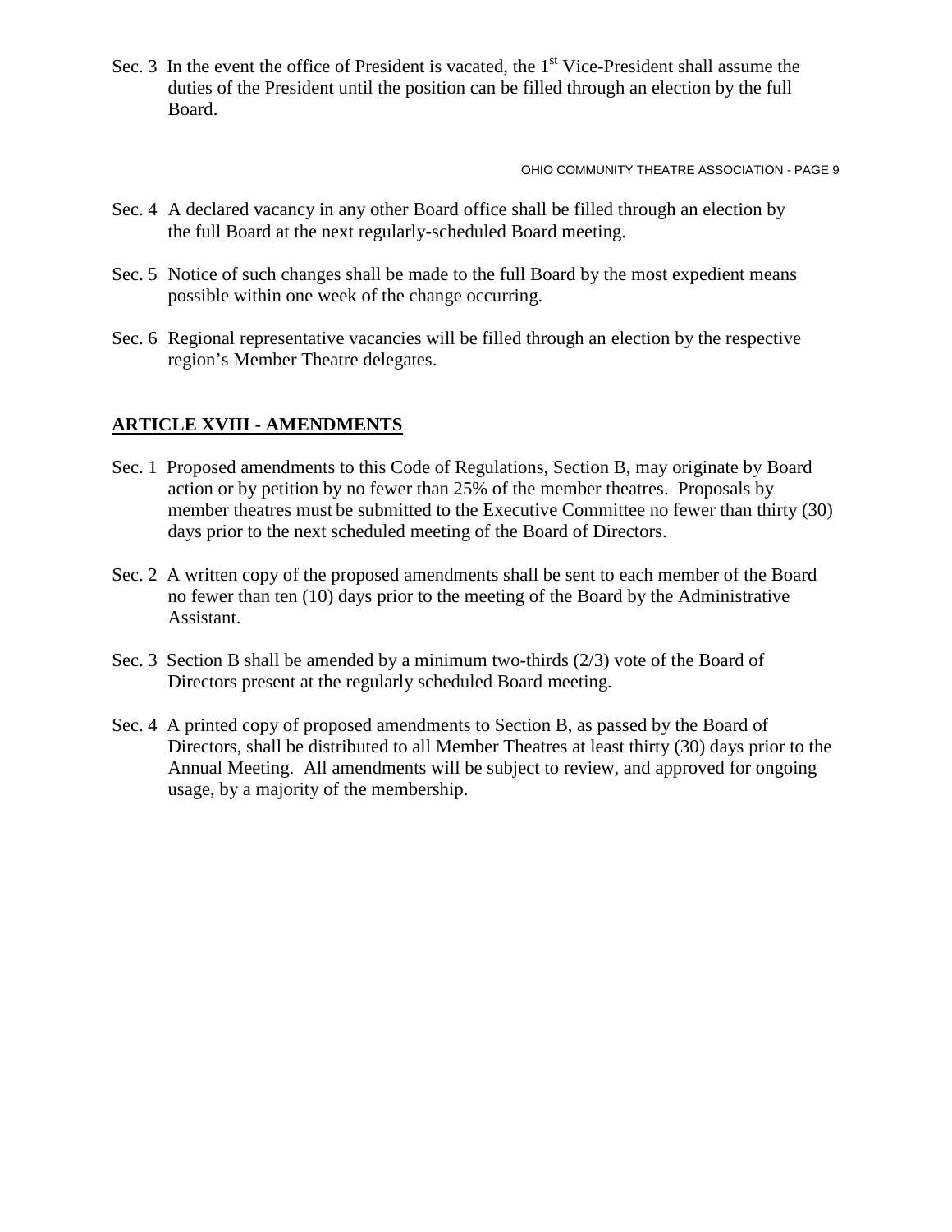Sec. 3 In the event the office of President is vacated, the 1st Vice-President shall assume the duties of the President until the position can be filled through an election by the full Board.

Sec. 4 A declared vacancy in any other Board office shall be filled through an election by the full Board at the next regularly-scheduled Board meeting.

Sec. 5 Notice of such changes shall be made to the full Board by the most expedient means possible within one week of the change occurring.

Sec. 6 Regional representative vacancies will be filled through an election by the respective region's Member Theatre delegates.

## ARTICLE XVIII - AMENDMENTS

Sec. 1 Proposed amendments to this Code of Regulations, Section B, may originate by Board action or by petition by no fewer than 25% of the member theatres. Proposals by member theatres must be submitted to the Executive Committee no fewer than thirty (30) days prior to the next scheduled meeting of the Board of Directors.

Sec. 2 A written copy of the proposed amendments shall be sent to each member of the Board no fewer than ten (10) days prior to the meeting of the Board by the Administrative Assistant.

Sec. 3 Section B shall be amended by a minimum two-thirds (2/3) vote of the Board of Directors present at the regularly scheduled Board meeting.

Sec. 4 A printed copy of proposed amendments to Section B, as passed by the Board of Directors, shall be distributed to all Member Theatres at least thirty (30) days prior to the Annual Meeting. All amendments will be subject to review, and approved for ongoing usage, by a majority of the membership.